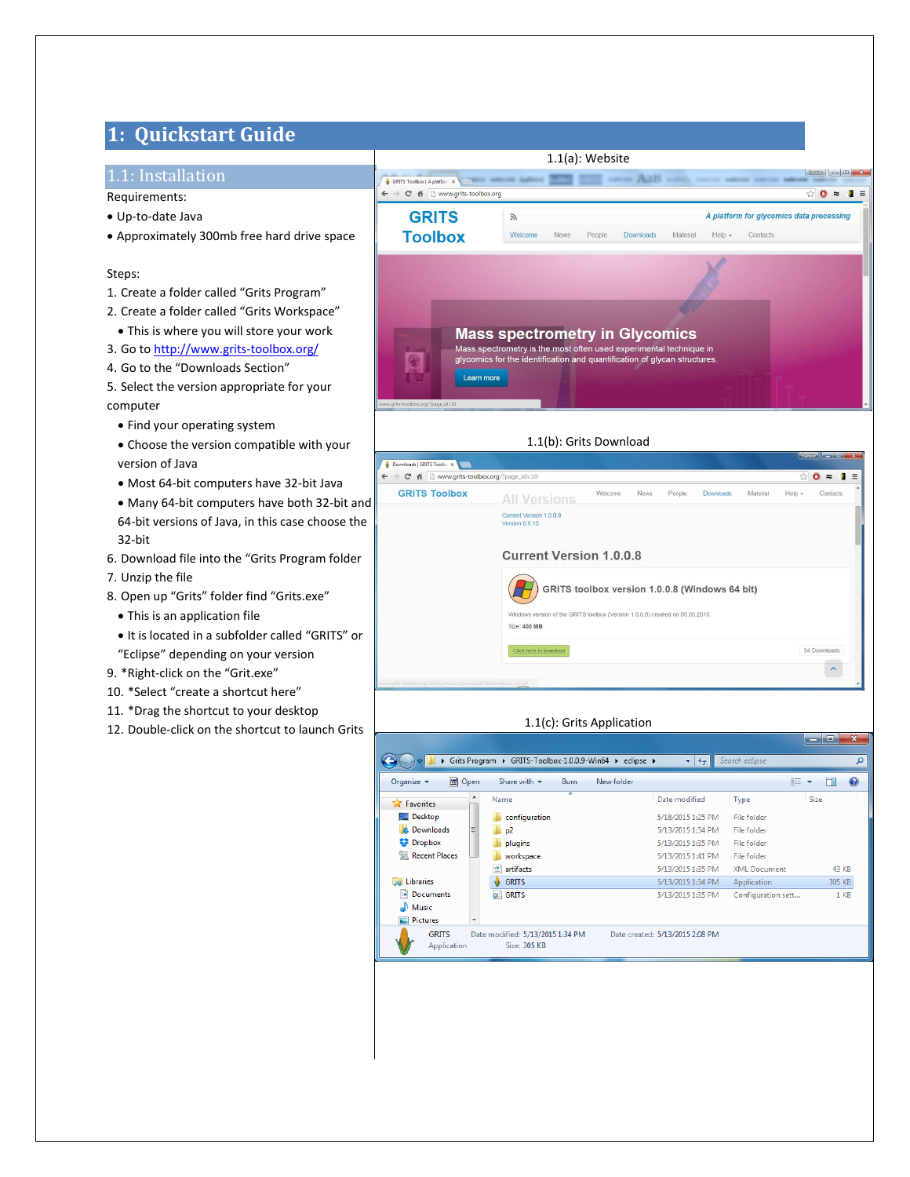# 1: Quickstart Guide

## 1.1: Installation

Requirements:

- Up-to-date Java
- Approximately 300mb free hard drive space

Steps:

1. Create a folder called "Grits Program"
2. Create a folder called "Grits Workspace"
   - This is where you will store your work
3. Go to http://www.grits-toolbox.org/
4. Go to the "Downloads Section"
5. Select the version appropriate for your computer
   - Find your operating system
   - Choose the version compatible with your version of Java
   - Most 64-bit computers have 32-bit Java
   - Many 64-bit computers have both 32-bit and 64-bit versions of Java, in this case choose the 32-bit
6. Download file into the "Grits Program folder
7. Unzip the file
8. Open up "Grits" folder find "Grits.exe"
   - This is an application file
   - It is located in a subfolder called "GRITS" or "Eclipse" depending on your version
9. *Right-click on the "Grit.exe"
10. *Select "create a shortcut here"
11. *Drag the shortcut to your desktop
12. Double-click on the shortcut to launch Grits

1.1(a): Website

1.1(b): Grits Download

1.1(c): Grits Application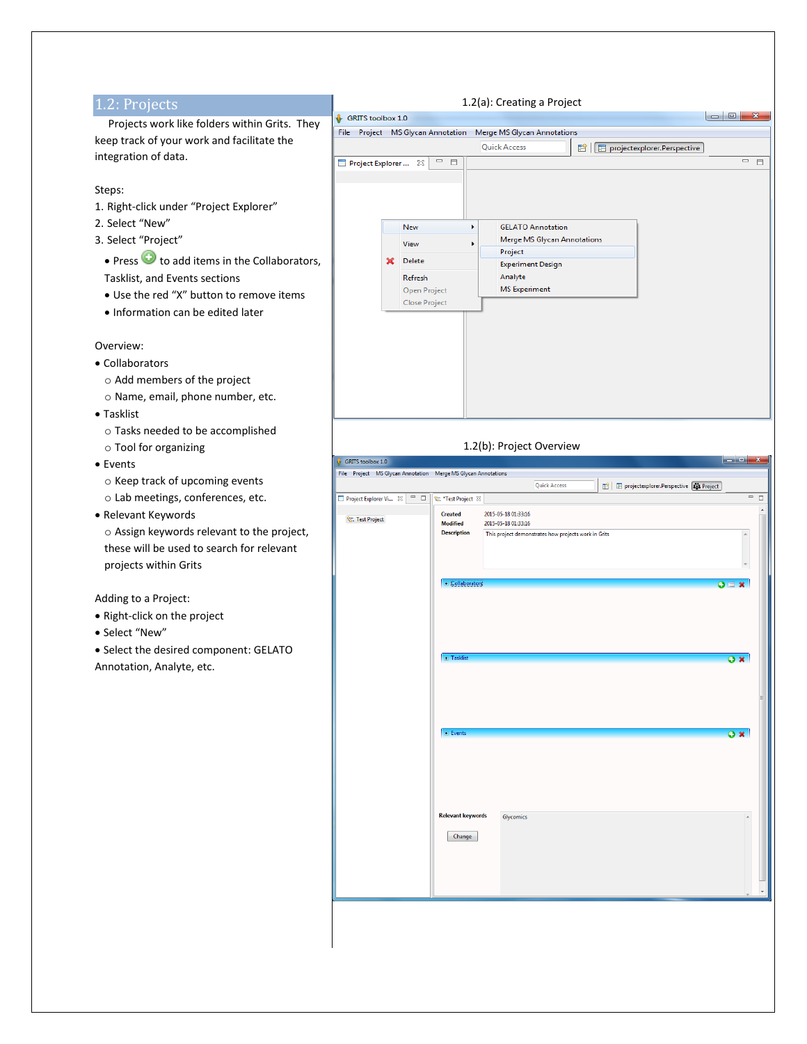## 1.2: Projects

Projects work like folders within Grits. They keep track of your work and facilitate the integration of data.

Steps:

1. Right-click under “Project Explorer”
2. Select “New”
3. Select “Project”
   - Press (+) to add items in the Collaborators, Tasklist, and Events sections
   - Use the red “X” button to remove items
   - Information can be edited later

Overview:

- Collaborators
  - Add members of the project
  - Name, email, phone number, etc.
- Tasklist
  - Tasks needed to be accomplished
  - Tool for organizing
- Events
  - Keep track of upcoming events
  - Lab meetings, conferences, etc.
- Relevant Keywords
  - Assign keywords relevant to the project, these will be used to search for relevant projects within Grits

Adding to a Project:

- Right-click on the project
- Select “New”
- Select the desired component: GELATO Annotation, Analyte, etc.

1.2(a): Creating a Project

1.2(b): Project Overview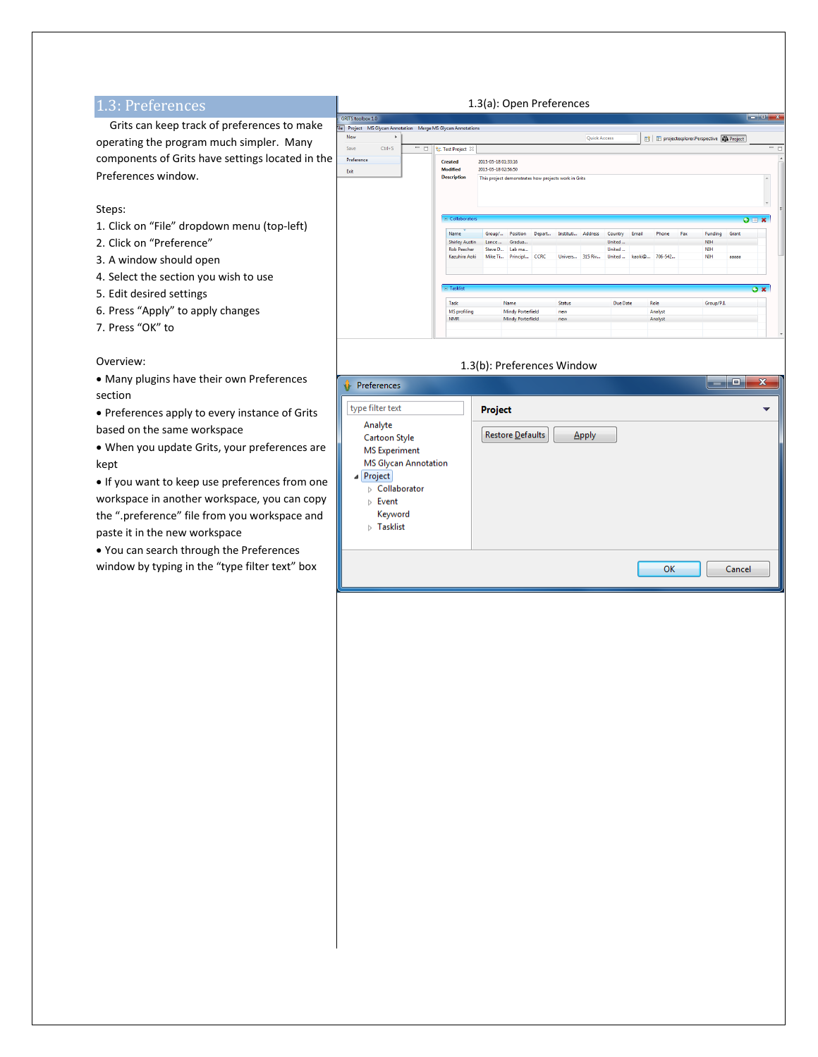## 1.3: Preferences

Grits can keep track of preferences to make operating the program much simpler. Many components of Grits have settings located in the Preferences window.

Steps:

1. Click on "File" dropdown menu (top-left)
2. Click on "Preference"
3. A window should open
4. Select the section you wish to use
5. Edit desired settings
6. Press "Apply" to apply changes
7. Press "OK" to

Overview:

- Many plugins have their own Preferences section
- Preferences apply to every instance of Grits based on the same workspace
- When you update Grits, your preferences are kept
- If you want to keep use preferences from one workspace in another workspace, you can copy the ".preference" file from you workspace and paste it in the new workspace
- You can search through the Preferences window by typing in the "type filter text" box

1.3(a): Open Preferences

1.3(b): Preferences Window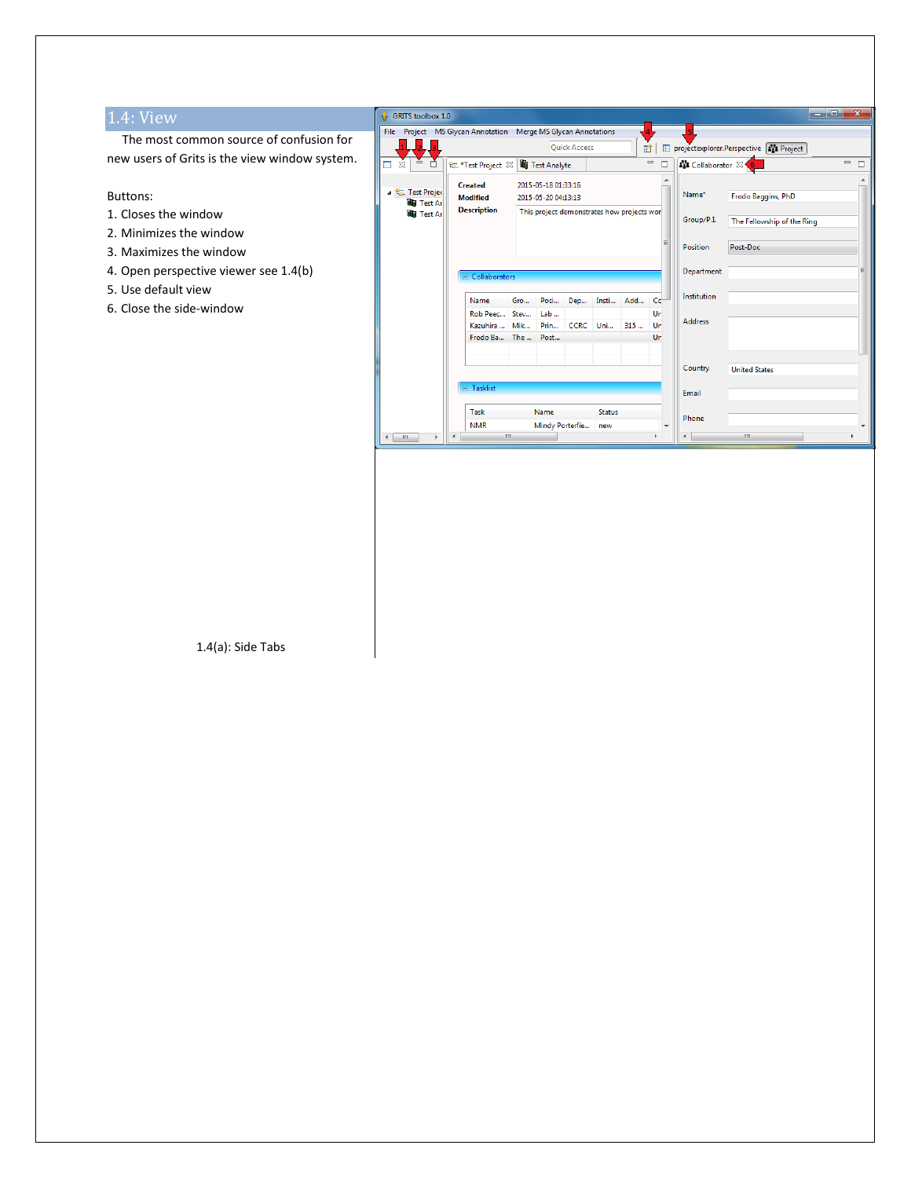## 1.4: View

The most common source of confusion for new users of Grits is the view window system.

Buttons:

1. Closes the window
2. Minimizes the window
3. Maximizes the window
4. Open perspective viewer see 1.4(b)
5. Use default view
6. Close the side-window

1.4(a): Side Tabs